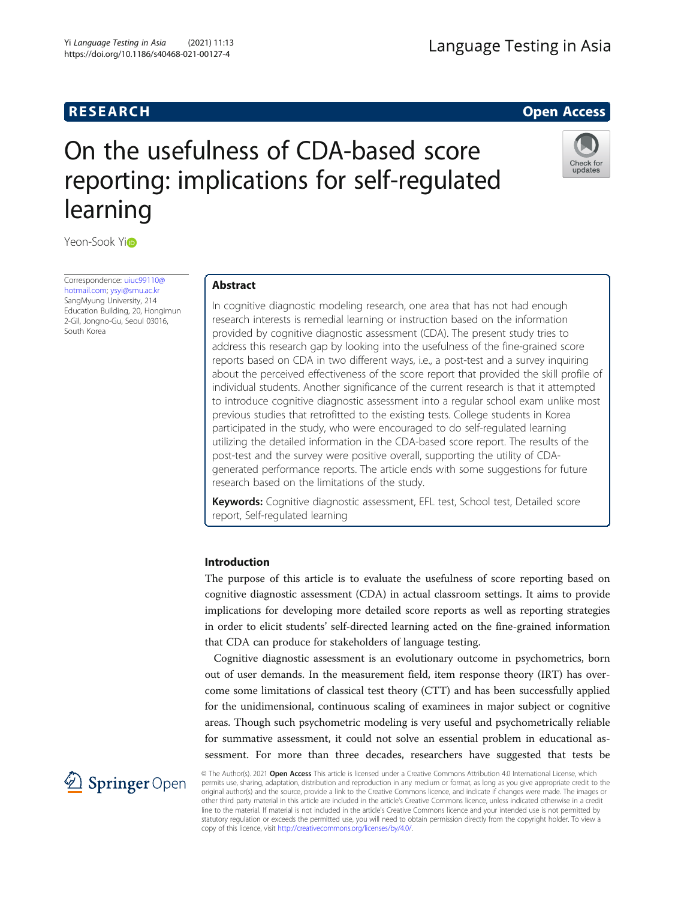RESEARCH

Open Access

# On the usefulness of CDA-based score reporting: implications for self-regulated learning

Yeon-Sook Yi

Correspondence: uiuc99110@hotmail.com; ysyi@smu.ac.kr
SangMyung University, 214 Education Building, 20, Hongimun 2-Gil, Jongno-Gu, Seoul 03016, South Korea

## Abstract

In cognitive diagnostic modeling research, one area that has not had enough research interests is remedial learning or instruction based on the information provided by cognitive diagnostic assessment (CDA). The present study tries to address this research gap by looking into the usefulness of the fine-grained score reports based on CDA in two different ways, i.e., a post-test and a survey inquiring about the perceived effectiveness of the score report that provided the skill profile of individual students. Another significance of the current research is that it attempted to introduce cognitive diagnostic assessment into a regular school exam unlike most previous studies that retrofitted to the existing tests. College students in Korea participated in the study, who were encouraged to do self-regulated learning utilizing the detailed information in the CDA-based score report. The results of the post-test and the survey were positive overall, supporting the utility of CDA-generated performance reports. The article ends with some suggestions for future research based on the limitations of the study.

**Keywords:** Cognitive diagnostic assessment, EFL test, School test, Detailed score report, Self-regulated learning

## Introduction

The purpose of this article is to evaluate the usefulness of score reporting based on cognitive diagnostic assessment (CDA) in actual classroom settings. It aims to provide implications for developing more detailed score reports as well as reporting strategies in order to elicit students' self-directed learning acted on the fine-grained information that CDA can produce for stakeholders of language testing.

Cognitive diagnostic assessment is an evolutionary outcome in psychometrics, born out of user demands. In the measurement field, item response theory (IRT) has overcome some limitations of classical test theory (CTT) and has been successfully applied for the unidimensional, continuous scaling of examinees in major subject or cognitive areas. Though such psychometric modeling is very useful and psychometrically reliable for summative assessment, it could not solve an essential problem in educational assessment. For more than three decades, researchers have suggested that tests be

© The Author(s). 2021 **Open Access** This article is licensed under a Creative Commons Attribution 4.0 International License, which permits use, sharing, adaptation, distribution and reproduction in any medium or format, as long as you give appropriate credit to the original author(s) and the source, provide a link to the Creative Commons licence, and indicate if changes were made. The images or other third party material in this article are included in the article's Creative Commons licence, unless indicated otherwise in a credit line to the material. If material is not included in the article's Creative Commons licence and your intended use is not permitted by statutory regulation or exceeds the permitted use, you will need to obtain permission directly from the copyright holder. To view a copy of this licence, visit http://creativecommons.org/licenses/by/4.0/.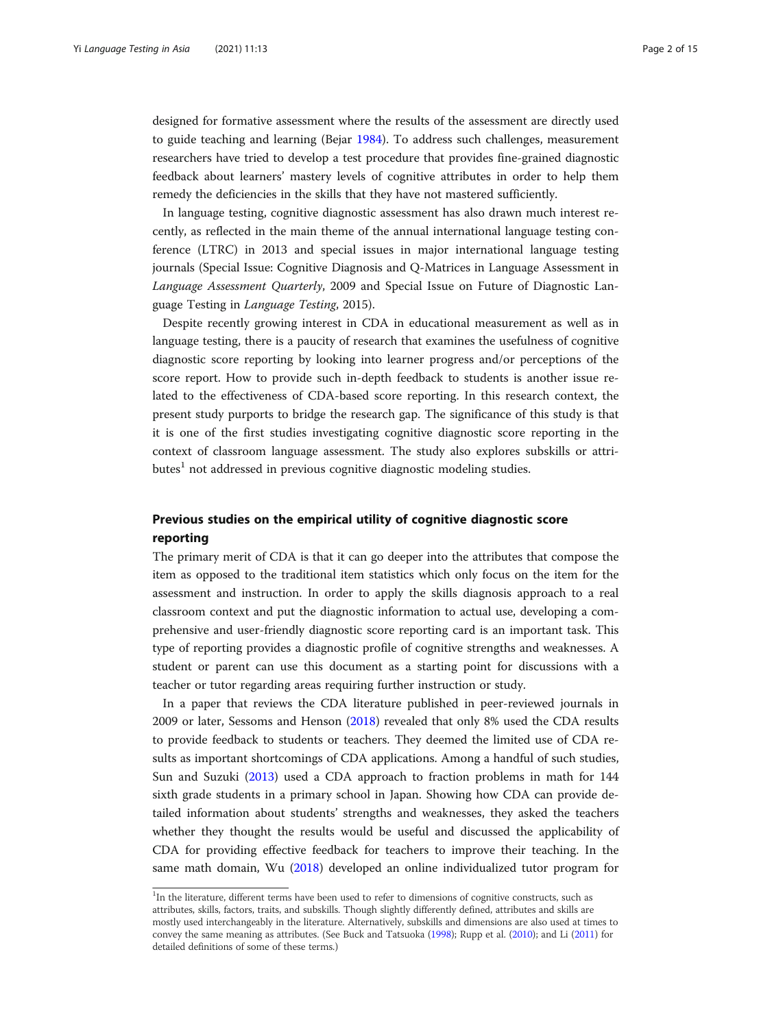designed for formative assessment where the results of the assessment are directly used to guide teaching and learning (Bejar 1984). To address such challenges, measurement researchers have tried to develop a test procedure that provides fine-grained diagnostic feedback about learners' mastery levels of cognitive attributes in order to help them remedy the deficiencies in the skills that they have not mastered sufficiently.

In language testing, cognitive diagnostic assessment has also drawn much interest recently, as reflected in the main theme of the annual international language testing conference (LTRC) in 2013 and special issues in major international language testing journals (Special Issue: Cognitive Diagnosis and Q-Matrices in Language Assessment in *Language Assessment Quarterly*, 2009 and Special Issue on Future of Diagnostic Language Testing in *Language Testing*, 2015).

Despite recently growing interest in CDA in educational measurement as well as in language testing, there is a paucity of research that examines the usefulness of cognitive diagnostic score reporting by looking into learner progress and/or perceptions of the score report. How to provide such in-depth feedback to students is another issue related to the effectiveness of CDA-based score reporting. In this research context, the present study purports to bridge the research gap. The significance of this study is that it is one of the first studies investigating cognitive diagnostic score reporting in the context of classroom language assessment. The study also explores subskills or attributes[1] not addressed in previous cognitive diagnostic modeling studies.

## Previous studies on the empirical utility of cognitive diagnostic score reporting

The primary merit of CDA is that it can go deeper into the attributes that compose the item as opposed to the traditional item statistics which only focus on the item for the assessment and instruction. In order to apply the skills diagnosis approach to a real classroom context and put the diagnostic information to actual use, developing a comprehensive and user-friendly diagnostic score reporting card is an important task. This type of reporting provides a diagnostic profile of cognitive strengths and weaknesses. A student or parent can use this document as a starting point for discussions with a teacher or tutor regarding areas requiring further instruction or study.

In a paper that reviews the CDA literature published in peer-reviewed journals in 2009 or later, Sessoms and Henson (2018) revealed that only 8% used the CDA results to provide feedback to students or teachers. They deemed the limited use of CDA results as important shortcomings of CDA applications. Among a handful of such studies, Sun and Suzuki (2013) used a CDA approach to fraction problems in math for 144 sixth grade students in a primary school in Japan. Showing how CDA can provide detailed information about students' strengths and weaknesses, they asked the teachers whether they thought the results would be useful and discussed the applicability of CDA for providing effective feedback for teachers to improve their teaching. In the same math domain, Wu (2018) developed an online individualized tutor program for

---

[1] In the literature, different terms have been used to refer to dimensions of cognitive constructs, such as attributes, skills, factors, traits, and subskills. Though slightly differently defined, attributes and skills are mostly used interchangeably in the literature. Alternatively, subskills and dimensions are also used at times to convey the same meaning as attributes. (See Buck and Tatsuoka (1998); Rupp et al. (2010); and Li (2011) for detailed definitions of some of these terms.)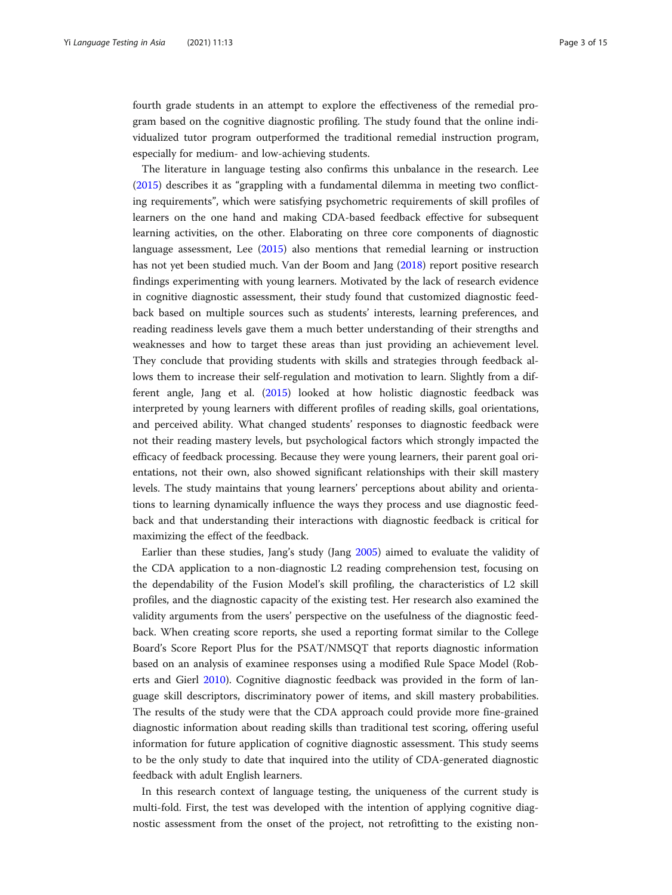fourth grade students in an attempt to explore the effectiveness of the remedial program based on the cognitive diagnostic profiling. The study found that the online individualized tutor program outperformed the traditional remedial instruction program, especially for medium- and low-achieving students.

The literature in language testing also confirms this unbalance in the research. Lee (2015) describes it as "grappling with a fundamental dilemma in meeting two conflicting requirements", which were satisfying psychometric requirements of skill profiles of learners on the one hand and making CDA-based feedback effective for subsequent learning activities, on the other. Elaborating on three core components of diagnostic language assessment, Lee (2015) also mentions that remedial learning or instruction has not yet been studied much. Van der Boom and Jang (2018) report positive research findings experimenting with young learners. Motivated by the lack of research evidence in cognitive diagnostic assessment, their study found that customized diagnostic feedback based on multiple sources such as students' interests, learning preferences, and reading readiness levels gave them a much better understanding of their strengths and weaknesses and how to target these areas than just providing an achievement level. They conclude that providing students with skills and strategies through feedback allows them to increase their self-regulation and motivation to learn. Slightly from a different angle, Jang et al. (2015) looked at how holistic diagnostic feedback was interpreted by young learners with different profiles of reading skills, goal orientations, and perceived ability. What changed students' responses to diagnostic feedback were not their reading mastery levels, but psychological factors which strongly impacted the efficacy of feedback processing. Because they were young learners, their parent goal orientations, not their own, also showed significant relationships with their skill mastery levels. The study maintains that young learners' perceptions about ability and orientations to learning dynamically influence the ways they process and use diagnostic feedback and that understanding their interactions with diagnostic feedback is critical for maximizing the effect of the feedback.

Earlier than these studies, Jang's study (Jang 2005) aimed to evaluate the validity of the CDA application to a non-diagnostic L2 reading comprehension test, focusing on the dependability of the Fusion Model's skill profiling, the characteristics of L2 skill profiles, and the diagnostic capacity of the existing test. Her research also examined the validity arguments from the users' perspective on the usefulness of the diagnostic feedback. When creating score reports, she used a reporting format similar to the College Board's Score Report Plus for the PSAT/NMSQT that reports diagnostic information based on an analysis of examinee responses using a modified Rule Space Model (Roberts and Gierl 2010). Cognitive diagnostic feedback was provided in the form of language skill descriptors, discriminatory power of items, and skill mastery probabilities. The results of the study were that the CDA approach could provide more fine-grained diagnostic information about reading skills than traditional test scoring, offering useful information for future application of cognitive diagnostic assessment. This study seems to be the only study to date that inquired into the utility of CDA-generated diagnostic feedback with adult English learners.

In this research context of language testing, the uniqueness of the current study is multi-fold. First, the test was developed with the intention of applying cognitive diagnostic assessment from the onset of the project, not retrofitting to the existing non-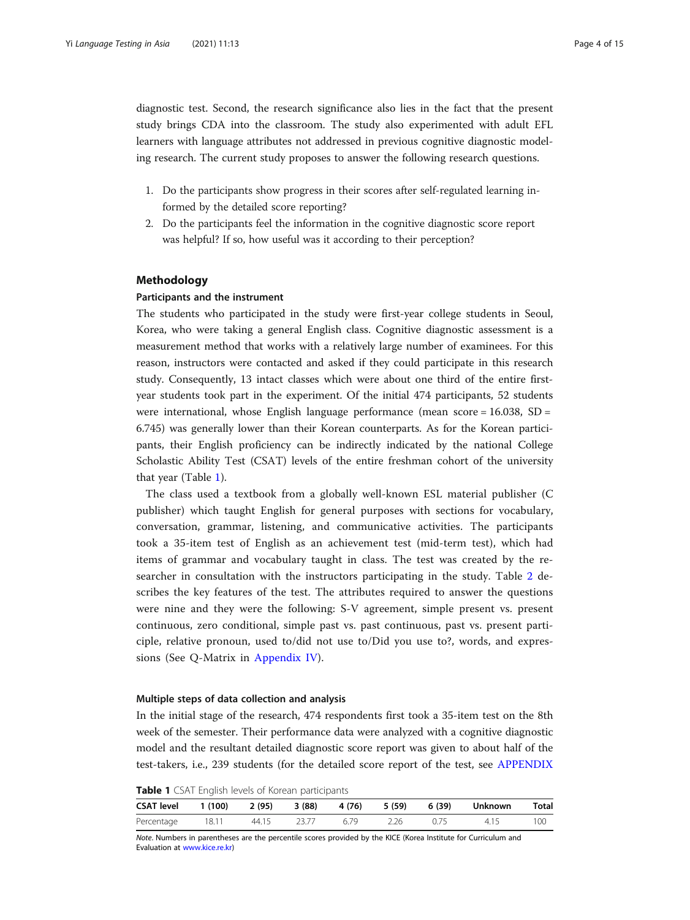diagnostic test. Second, the research significance also lies in the fact that the present study brings CDA into the classroom. The study also experimented with adult EFL learners with language attributes not addressed in previous cognitive diagnostic modeling research. The current study proposes to answer the following research questions.

1. Do the participants show progress in their scores after self-regulated learning informed by the detailed score reporting?
2. Do the participants feel the information in the cognitive diagnostic score report was helpful? If so, how useful was it according to their perception?

## Methodology

### Participants and the instrument

The students who participated in the study were first-year college students in Seoul, Korea, who were taking a general English class. Cognitive diagnostic assessment is a measurement method that works with a relatively large number of examinees. For this reason, instructors were contacted and asked if they could participate in this research study. Consequently, 13 intact classes which were about one third of the entire first-year students took part in the experiment. Of the initial 474 participants, 52 students were international, whose English language performance (mean score = 16.038, SD = 6.745) was generally lower than their Korean counterparts. As for the Korean participants, their English proficiency can be indirectly indicated by the national College Scholastic Ability Test (CSAT) levels of the entire freshman cohort of the university that year (Table 1).

The class used a textbook from a globally well-known ESL material publisher (C publisher) which taught English for general purposes with sections for vocabulary, conversation, grammar, listening, and communicative activities. The participants took a 35-item test of English as an achievement test (mid-term test), which had items of grammar and vocabulary taught in class. The test was created by the researcher in consultation with the instructors participating in the study. Table 2 describes the key features of the test. The attributes required to answer the questions were nine and they were the following: S-V agreement, simple present vs. present continuous, zero conditional, simple past vs. past continuous, past vs. present participle, relative pronoun, used to/did not use to/Did you use to?, words, and expressions (See Q-Matrix in Appendix IV).

### Multiple steps of data collection and analysis

In the initial stage of the research, 474 respondents first took a 35-item test on the 8th week of the semester. Their performance data were analyzed with a cognitive diagnostic model and the resultant detailed diagnostic score report was given to about half of the test-takers, i.e., 239 students (for the detailed score report of the test, see APPENDIX

**Table 1** CSAT English levels of Korean participants

| CSAT level | 1 (100) | 2 (95) | 3 (88) | 4 (76) | 5 (59) | 6 (39) | Unknown | Total |
|---|---|---|---|---|---|---|---|---|
| Percentage | 18.11 | 44.15 | 23.77 | 6.79 | 2.26 | 0.75 | 4.15 | 100 |

*Note*. Numbers in parentheses are the percentile scores provided by the KICE (Korea Institute for Curriculum and Evaluation at www.kice.re.kr)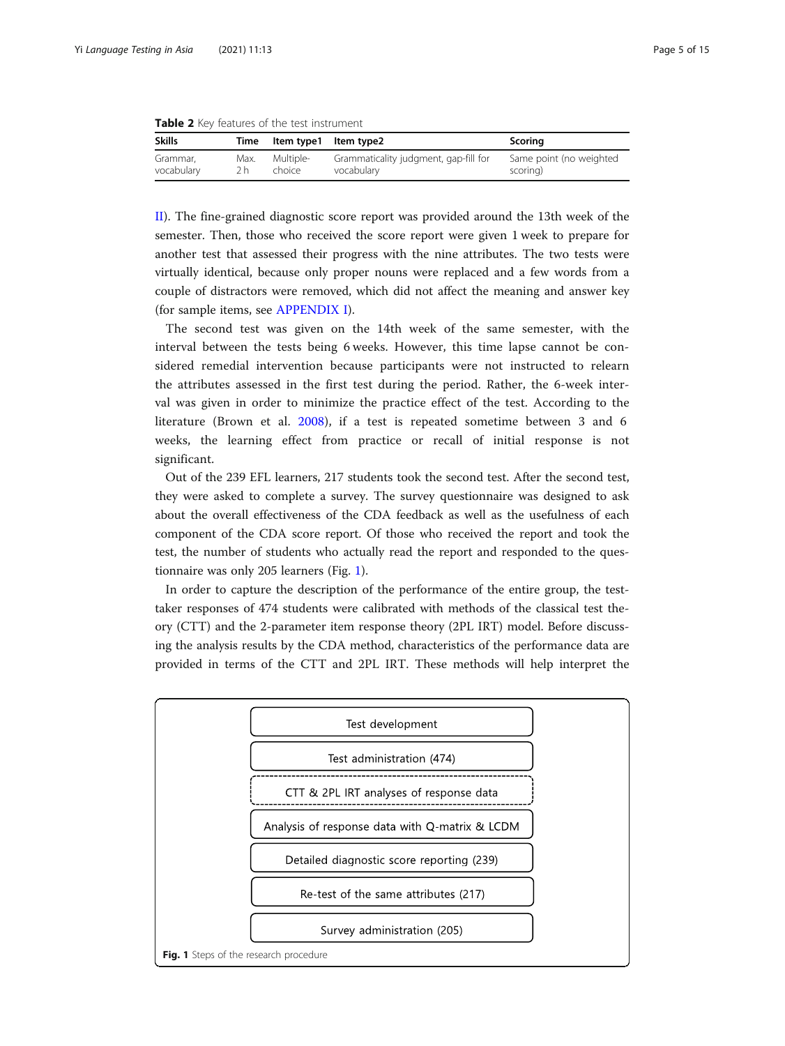**Table 2** Key features of the test instrument

| Skills | Time | Item type1 | Item type2 | Scoring |
|---|---|---|---|---|
| Grammar, vocabulary | Max. 2 h | Multiple-choice | Grammaticality judgment, gap-fill for vocabulary | Same point (no weighted scoring) |

II). The fine-grained diagnostic score report was provided around the 13th week of the semester. Then, those who received the score report were given 1 week to prepare for another test that assessed their progress with the nine attributes. The two tests were virtually identical, because only proper nouns were replaced and a few words from a couple of distractors were removed, which did not affect the meaning and answer key (for sample items, see APPENDIX I).

The second test was given on the 14th week of the same semester, with the interval between the tests being 6 weeks. However, this time lapse cannot be considered remedial intervention because participants were not instructed to relearn the attributes assessed in the first test during the period. Rather, the 6-week interval was given in order to minimize the practice effect of the test. According to the literature (Brown et al. 2008), if a test is repeated sometime between 3 and 6 weeks, the learning effect from practice or recall of initial response is not significant.

Out of the 239 EFL learners, 217 students took the second test. After the second test, they were asked to complete a survey. The survey questionnaire was designed to ask about the overall effectiveness of the CDA feedback as well as the usefulness of each component of the CDA score report. Of those who received the report and took the test, the number of students who actually read the report and responded to the questionnaire was only 205 learners (Fig. 1).

In order to capture the description of the performance of the entire group, the test-taker responses of 474 students were calibrated with methods of the classical test theory (CTT) and the 2-parameter item response theory (2PL IRT) model. Before discussing the analysis results by the CDA method, characteristics of the performance data are provided in terms of the CTT and 2PL IRT. These methods will help interpret the

- Test development
- Test administration (474)
- CTT & 2PL IRT analyses of response data
- Analysis of response data with Q-matrix & LCDM
- Detailed diagnostic score reporting (239)
- Re-test of the same attributes (217)
- Survey administration (205)

**Fig. 1** Steps of the research procedure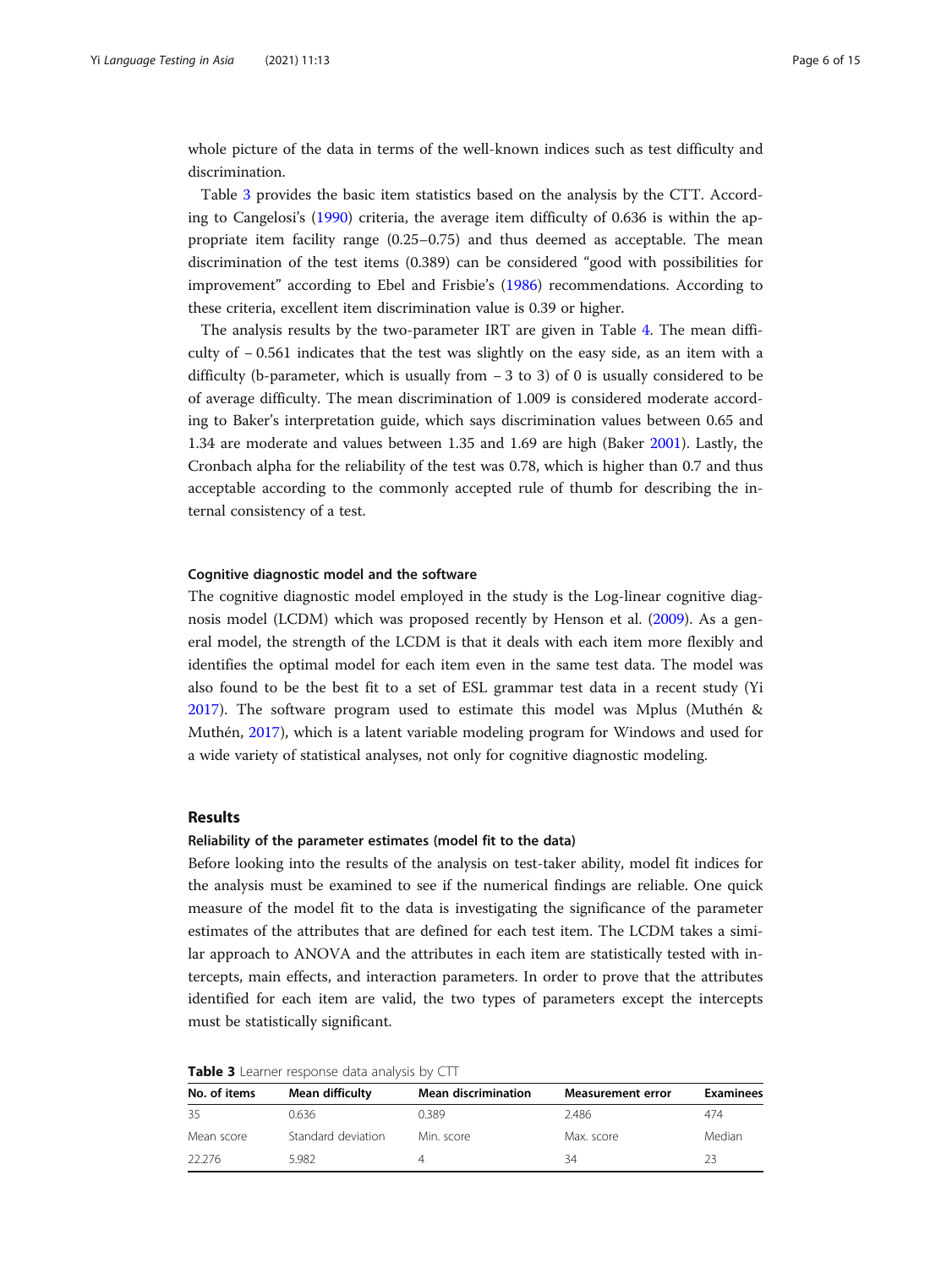whole picture of the data in terms of the well-known indices such as test difficulty and discrimination.

Table 3 provides the basic item statistics based on the analysis by the CTT. According to Cangelosi's (1990) criteria, the average item difficulty of 0.636 is within the appropriate item facility range (0.25–0.75) and thus deemed as acceptable. The mean discrimination of the test items (0.389) can be considered "good with possibilities for improvement" according to Ebel and Frisbie's (1986) recommendations. According to these criteria, excellent item discrimination value is 0.39 or higher.

The analysis results by the two-parameter IRT are given in Table 4. The mean difficulty of − 0.561 indicates that the test was slightly on the easy side, as an item with a difficulty (b-parameter, which is usually from − 3 to 3) of 0 is usually considered to be of average difficulty. The mean discrimination of 1.009 is considered moderate according to Baker's interpretation guide, which says discrimination values between 0.65 and 1.34 are moderate and values between 1.35 and 1.69 are high (Baker 2001). Lastly, the Cronbach alpha for the reliability of the test was 0.78, which is higher than 0.7 and thus acceptable according to the commonly accepted rule of thumb for describing the internal consistency of a test.

### Cognitive diagnostic model and the software

The cognitive diagnostic model employed in the study is the Log-linear cognitive diagnosis model (LCDM) which was proposed recently by Henson et al. (2009). As a general model, the strength of the LCDM is that it deals with each item more flexibly and identifies the optimal model for each item even in the same test data. The model was also found to be the best fit to a set of ESL grammar test data in a recent study (Yi 2017). The software program used to estimate this model was Mplus (Muthén & Muthén, 2017), which is a latent variable modeling program for Windows and used for a wide variety of statistical analyses, not only for cognitive diagnostic modeling.

## Results

### Reliability of the parameter estimates (model fit to the data)

Before looking into the results of the analysis on test-taker ability, model fit indices for the analysis must be examined to see if the numerical findings are reliable. One quick measure of the model fit to the data is investigating the significance of the parameter estimates of the attributes that are defined for each test item. The LCDM takes a similar approach to ANOVA and the attributes in each item are statistically tested with intercepts, main effects, and interaction parameters. In order to prove that the attributes identified for each item are valid, the two types of parameters except the intercepts must be statistically significant.

**Table 3** Learner response data analysis by CTT

| No. of items | Mean difficulty | Mean discrimination | Measurement error | Examinees |
|---|---|---|---|---|
| 35 | 0.636 | 0.389 | 2.486 | 474 |
| Mean score | Standard deviation | Min. score | Max. score | Median |
| 22.276 | 5.982 | 4 | 34 | 23 |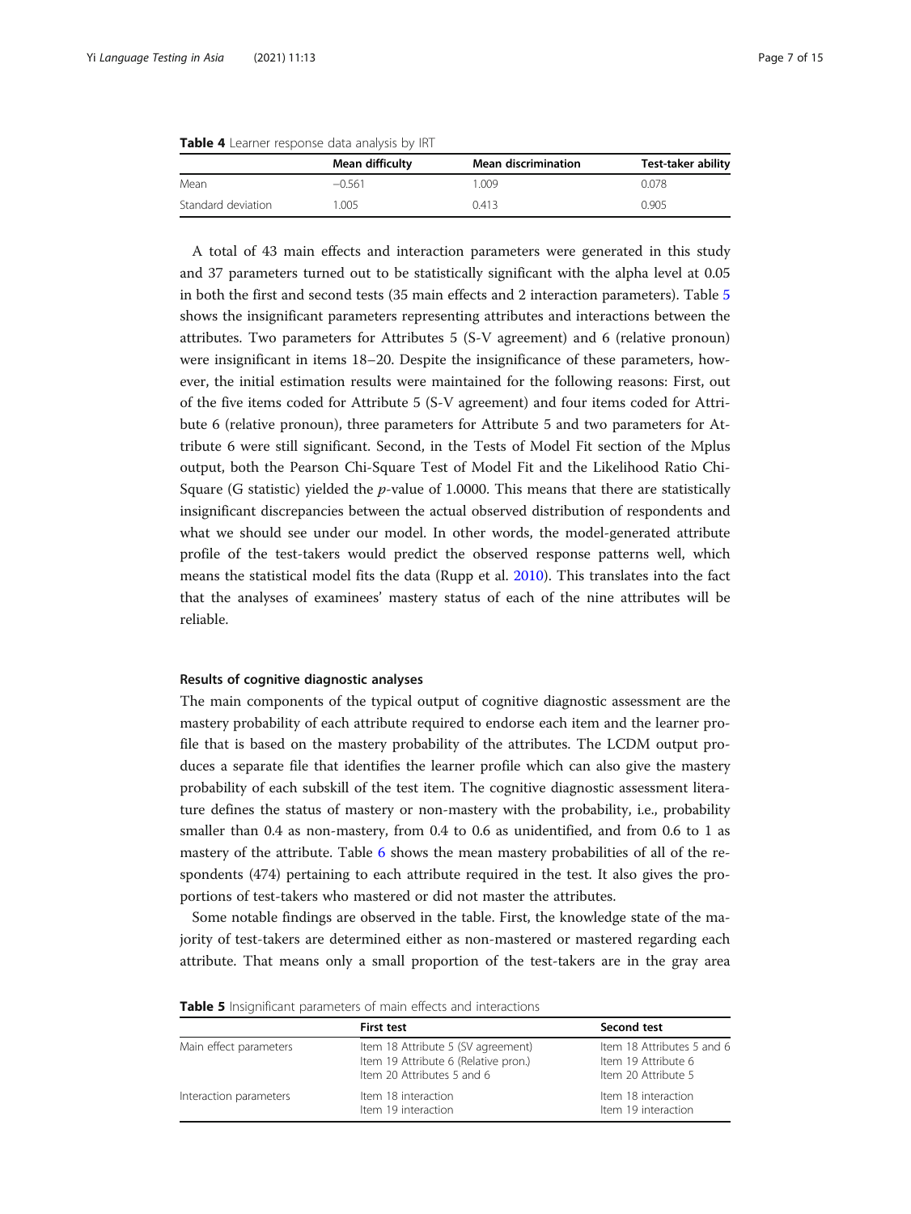**Table 4** Learner response data analysis by IRT

| | Mean difficulty | Mean discrimination | Test-taker ability |
|---|---|---|---|
| Mean | −0.561 | 1.009 | 0.078 |
| Standard deviation | 1.005 | 0.413 | 0.905 |

A total of 43 main effects and interaction parameters were generated in this study and 37 parameters turned out to be statistically significant with the alpha level at 0.05 in both the first and second tests (35 main effects and 2 interaction parameters). Table 5 shows the insignificant parameters representing attributes and interactions between the attributes. Two parameters for Attributes 5 (S-V agreement) and 6 (relative pronoun) were insignificant in items 18–20. Despite the insignificance of these parameters, however, the initial estimation results were maintained for the following reasons: First, out of the five items coded for Attribute 5 (S-V agreement) and four items coded for Attribute 6 (relative pronoun), three parameters for Attribute 5 and two parameters for Attribute 6 were still significant. Second, in the Tests of Model Fit section of the Mplus output, both the Pearson Chi-Square Test of Model Fit and the Likelihood Ratio Chi-Square (G statistic) yielded the *p*-value of 1.0000. This means that there are statistically insignificant discrepancies between the actual observed distribution of respondents and what we should see under our model. In other words, the model-generated attribute profile of the test-takers would predict the observed response patterns well, which means the statistical model fits the data (Rupp et al. 2010). This translates into the fact that the analyses of examinees' mastery status of each of the nine attributes will be reliable.

### Results of cognitive diagnostic analyses

The main components of the typical output of cognitive diagnostic assessment are the mastery probability of each attribute required to endorse each item and the learner profile that is based on the mastery probability of the attributes. The LCDM output produces a separate file that identifies the learner profile which can also give the mastery probability of each subskill of the test item. The cognitive diagnostic assessment literature defines the status of mastery or non-mastery with the probability, i.e., probability smaller than 0.4 as non-mastery, from 0.4 to 0.6 as unidentified, and from 0.6 to 1 as mastery of the attribute. Table 6 shows the mean mastery probabilities of all of the respondents (474) pertaining to each attribute required in the test. It also gives the proportions of test-takers who mastered or did not master the attributes.

Some notable findings are observed in the table. First, the knowledge state of the majority of test-takers are determined either as non-mastered or mastered regarding each attribute. That means only a small proportion of the test-takers are in the gray area

**Table 5** Insignificant parameters of main effects and interactions

| | First test | Second test |
|---|---|---|
| Main effect parameters | Item 18 Attribute 5 (SV agreement)<br>Item 19 Attribute 6 (Relative pron.)<br>Item 20 Attributes 5 and 6 | Item 18 Attributes 5 and 6<br>Item 19 Attribute 6<br>Item 20 Attribute 5 |
| Interaction parameters | Item 18 interaction<br>Item 19 interaction | Item 18 interaction<br>Item 19 interaction |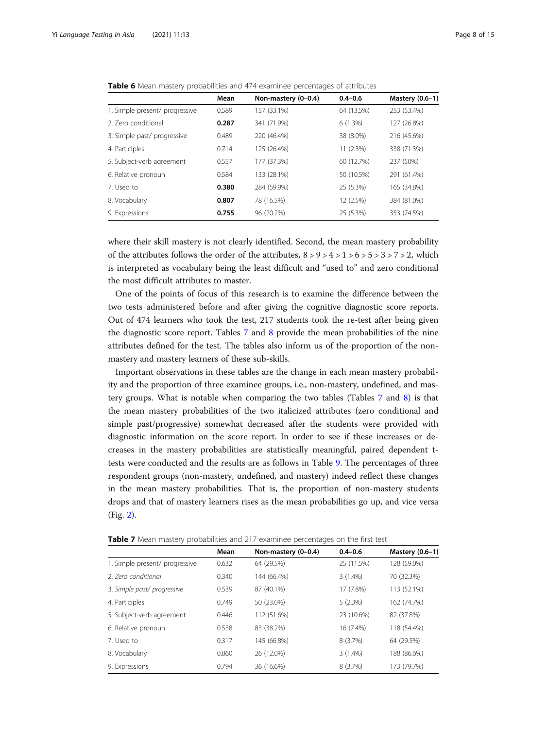**Table 6** Mean mastery probabilities and 474 examinee percentages of attributes

| | Mean | Non-mastery (0–0.4) | 0.4–0.6 | Mastery (0.6–1) |
|---|---|---|---|---|
| 1. Simple present/ progressive | 0.589 | 157 (33.1%) | 64 (13.5%) | 253 (53.4%) |
| 2. Zero conditional | **0.287** | 341 (71.9%) | 6 (1.3%) | 127 (26.8%) |
| 3. Simple past/ progressive | 0.489 | 220 (46.4%) | 38 (8.0%) | 216 (45.6%) |
| 4. Participles | 0.714 | 125 (26.4%) | 11 (2.3%) | 338 (71.3%) |
| 5. Subject-verb agreement | 0.557 | 177 (37.3%) | 60 (12.7%) | 237 (50%) |
| 6. Relative pronoun | 0.584 | 133 (28.1%) | 50 (10.5%) | 291 (61.4%) |
| 7. Used to | **0.380** | 284 (59.9%) | 25 (5.3%) | 165 (34.8%) |
| 8. Vocabulary | **0.807** | 78 (16.5%) | 12 (2.5%) | 384 (81.0%) |
| 9. Expressions | **0.755** | 96 (20.2%) | 25 (5.3%) | 353 (74.5%) |

where their skill mastery is not clearly identified. Second, the mean mastery probability of the attributes follows the order of the attributes, 8 > 9 > 4 > 1 > 6 > 5 > 3 > 7 > 2, which is interpreted as vocabulary being the least difficult and "used to" and zero conditional the most difficult attributes to master.

One of the points of focus of this research is to examine the difference between the two tests administered before and after giving the cognitive diagnostic score reports. Out of 474 learners who took the test, 217 students took the re-test after being given the diagnostic score report. Tables 7 and 8 provide the mean probabilities of the nine attributes defined for the test. The tables also inform us of the proportion of the non-mastery and mastery learners of these sub-skills.

Important observations in these tables are the change in each mean mastery probability and the proportion of three examinee groups, i.e., non-mastery, undefined, and mastery groups. What is notable when comparing the two tables (Tables 7 and 8) is that the mean mastery probabilities of the two italicized attributes (zero conditional and simple past/progressive) somewhat decreased after the students were provided with diagnostic information on the score report. In order to see if these increases or decreases in the mastery probabilities are statistically meaningful, paired dependent t-tests were conducted and the results are as follows in Table 9. The percentages of three respondent groups (non-mastery, undefined, and mastery) indeed reflect these changes in the mean mastery probabilities. That is, the proportion of non-mastery students drops and that of mastery learners rises as the mean probabilities go up, and vice versa (Fig. 2).

**Table 7** Mean mastery probabilities and 217 examinee percentages on the first test

| | Mean | Non-mastery (0–0.4) | 0.4–0.6 | Mastery (0.6–1) |
|---|---|---|---|---|
| 1. Simple present/ progressive | 0.632 | 64 (29.5%) | 25 (11.5%) | 128 (59.0%) |
| 2. *Zero conditional* | 0.340 | 144 (66.4%) | 3 (1.4%) | 70 (32.3%) |
| 3. *Simple past/ progressive* | 0.539 | 87 (40.1%) | 17 (7.8%) | 113 (52.1%) |
| 4. Participles | 0.749 | 50 (23.0%) | 5 (2.3%) | 162 (74.7%) |
| 5. Subject-verb agreement | 0.446 | 112 (51.6%) | 23 (10.6%) | 82 (37.8%) |
| 6. Relative pronoun | 0.538 | 83 (38.2%) | 16 (7.4%) | 118 (54.4%) |
| 7. Used to | 0.317 | 145 (66.8%) | 8 (3.7%) | 64 (29.5%) |
| 8. Vocabulary | 0.860 | 26 (12.0%) | 3 (1.4%) | 188 (86.6%) |
| 9. Expressions | 0.794 | 36 (16.6%) | 8 (3.7%) | 173 (79.7%) |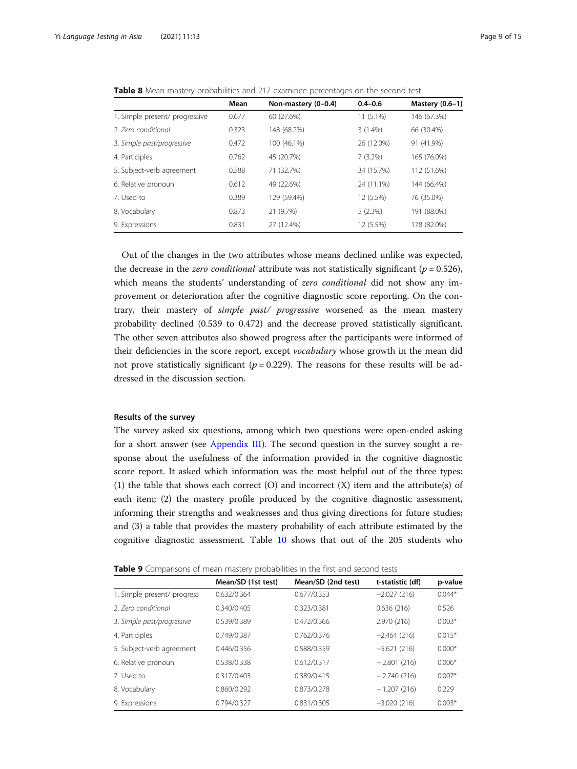**Table 8** Mean mastery probabilities and 217 examinee percentages on the second test

| | Mean | Non-mastery (0–0.4) | 0.4–0.6 | Mastery (0.6–1) |
|---|---|---|---|---|
| 1. Simple present/ progressive | 0.677 | 60 (27.6%) | 11 (5.1%) | 146 (67.3%) |
| 2. *Zero conditional* | 0.323 | 148 (68.2%) | 3 (1.4%) | 66 (30.4%) |
| 3. *Simple past/progressive* | 0.472 | 100 (46.1%) | 26 (12.0%) | 91 (41.9%) |
| 4. Participles | 0.762 | 45 (20.7%) | 7 (3.2%) | 165 (76.0%) |
| 5. Subject-verb agreement | 0.588 | 71 (32.7%) | 34 (15.7%) | 112 (51.6%) |
| 6. Relative pronoun | 0.612 | 49 (22.6%) | 24 (11.1%) | 144 (66.4%) |
| 7. Used to | 0.389 | 129 (59.4%) | 12 (5.5%) | 76 (35.0%) |
| 8. Vocabulary | 0.873 | 21 (9.7%) | 5 (2.3%) | 191 (88.0%) |
| 9. Expressions | 0.831 | 27 (12.4%) | 12 (5.5%) | 178 (82.0%) |

Out of the changes in the two attributes whose means declined unlike was expected, the decrease in the *zero conditional* attribute was not statistically significant ($p = 0.526$), which means the students' understanding of *zero conditional* did not show any improvement or deterioration after the cognitive diagnostic score reporting. On the contrary, their mastery of *simple past/ progressive* worsened as the mean mastery probability declined (0.539 to 0.472) and the decrease proved statistically significant. The other seven attributes also showed progress after the participants were informed of their deficiencies in the score report, except *vocabulary* whose growth in the mean did not prove statistically significant ($p = 0.229$). The reasons for these results will be addressed in the discussion section.

### Results of the survey

The survey asked six questions, among which two questions were open-ended asking for a short answer (see Appendix III). The second question in the survey sought a response about the usefulness of the information provided in the cognitive diagnostic score report. It asked which information was the most helpful out of the three types: (1) the table that shows each correct (O) and incorrect (X) item and the attribute(s) of each item; (2) the mastery profile produced by the cognitive diagnostic assessment, informing their strengths and weaknesses and thus giving directions for future studies; and (3) a table that provides the mastery probability of each attribute estimated by the cognitive diagnostic assessment. Table 10 shows that out of the 205 students who

**Table 9** Comparisons of mean mastery probabilities in the first and second tests

| | Mean/SD (1st test) | Mean/SD (2nd test) | t-statistic (df) | p-value |
|---|---|---|---|---|
| 1. Simple present/ progress | 0.632/0.364 | 0.677/0.353 | −2.027 (216) | 0.044* |
| 2. *Zero conditional* | 0.340/0.405 | 0.323/0.381 | 0.636 (216) | 0.526 |
| 3. *Simple past/progressive* | 0.539/0.389 | 0.472/0.366 | 2.970 (216) | 0.003* |
| 4. Participles | 0.749/0.387 | 0.762/0.376 | −2.464 (216) | 0.015* |
| 5. Subject-verb agreement | 0.446/0.356 | 0.588/0.359 | −5.621 (216) | 0.000* |
| 6. Relative pronoun | 0.538/0.338 | 0.612/0.317 | − 2.801 (216) | 0.006* |
| 7. Used to | 0.317/0.403 | 0.389/0.415 | − 2.740 (216) | 0.007* |
| 8. Vocabulary | 0.860/0.292 | 0.873/0.278 | − 1.207 (216) | 0.229 |
| 9. Expressions | 0.794/0.327 | 0.831/0.305 | −3.020 (216) | 0.003* |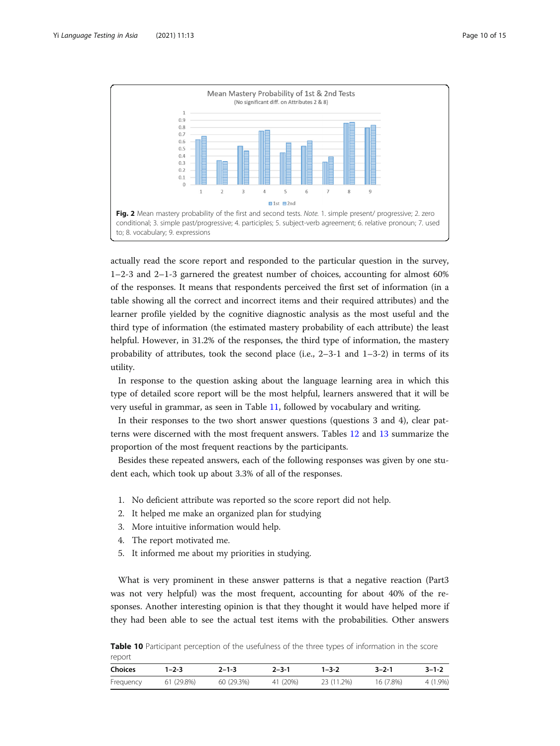**Fig. 2** Mean mastery probability of the first and second tests. *Note.* 1. simple present/ progressive; 2. zero conditional; 3. simple past/progressive; 4. participles; 5. subject-verb agreement; 6. relative pronoun; 7. used to; 8. vocabulary; 9. expressions

actually read the score report and responded to the particular question in the survey, 1–2-3 and 2–1-3 garnered the greatest number of choices, accounting for almost 60% of the responses. It means that respondents perceived the first set of information (in a table showing all the correct and incorrect items and their required attributes) and the learner profile yielded by the cognitive diagnostic analysis as the most useful and the third type of information (the estimated mastery probability of each attribute) the least helpful. However, in 31.2% of the responses, the third type of information, the mastery probability of attributes, took the second place (i.e., 2–3-1 and 1–3-2) in terms of its utility.

In response to the question asking about the language learning area in which this type of detailed score report will be the most helpful, learners answered that it will be very useful in grammar, as seen in Table 11, followed by vocabulary and writing.

In their responses to the two short answer questions (questions 3 and 4), clear patterns were discerned with the most frequent answers. Tables 12 and 13 summarize the proportion of the most frequent reactions by the participants.

Besides these repeated answers, each of the following responses was given by one student each, which took up about 3.3% of all of the responses.

1. No deficient attribute was reported so the score report did not help.
2. It helped me make an organized plan for studying
3. More intuitive information would help.
4. The report motivated me.
5. It informed me about my priorities in studying.

What is very prominent in these answer patterns is that a negative reaction (Part3 was not very helpful) was the most frequent, accounting for about 40% of the responses. Another interesting opinion is that they thought it would have helped more if they had been able to see the actual test items with the probabilities. Other answers

**Table 10** Participant perception of the usefulness of the three types of information in the score report

| Choices | 1–2-3 | 2–1-3 | 2–3-1 | 1–3-2 | 3–2-1 | 3–1-2 |
|---|---|---|---|---|---|---|
| Frequency | 61 (29.8%) | 60 (29.3%) | 41 (20%) | 23 (11.2%) | 16 (7.8%) | 4 (1.9%) |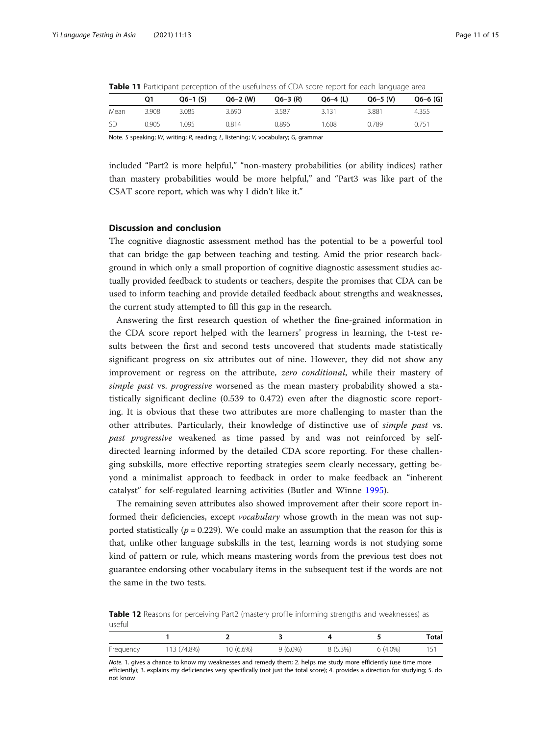**Table 11** Participant perception of the usefulness of CDA score report for each language area

| | Q1 | Q6–1 (S) | Q6–2 (W) | Q6–3 (R) | Q6–4 (L) | Q6–5 (V) | Q6–6 (G) |
|---|---|---|---|---|---|---|---|
| Mean | 3.908 | 3.085 | 3.690 | 3.587 | 3.131 | 3.881 | 4.355 |
| SD | 0.905 | 1.095 | 0.814 | 0.896 | 1.608 | 0.789 | 0.751 |

Note. *S* speaking; *W*, writing; *R*, reading; *L*, listening; *V*, vocabulary; *G*, grammar

included "Part2 is more helpful," "non-mastery probabilities (or ability indices) rather than mastery probabilities would be more helpful," and "Part3 was like part of the CSAT score report, which was why I didn't like it."

## Discussion and conclusion

The cognitive diagnostic assessment method has the potential to be a powerful tool that can bridge the gap between teaching and testing. Amid the prior research background in which only a small proportion of cognitive diagnostic assessment studies actually provided feedback to students or teachers, despite the promises that CDA can be used to inform teaching and provide detailed feedback about strengths and weaknesses, the current study attempted to fill this gap in the research.

Answering the first research question of whether the fine-grained information in the CDA score report helped with the learners' progress in learning, the t-test results between the first and second tests uncovered that students made statistically significant progress on six attributes out of nine. However, they did not show any improvement or regress on the attribute, *zero conditional*, while their mastery of *simple past* vs. *progressive* worsened as the mean mastery probability showed a statistically significant decline (0.539 to 0.472) even after the diagnostic score reporting. It is obvious that these two attributes are more challenging to master than the other attributes. Particularly, their knowledge of distinctive use of *simple past* vs. *past progressive* weakened as time passed by and was not reinforced by self-directed learning informed by the detailed CDA score reporting. For these challenging subskills, more effective reporting strategies seem clearly necessary, getting beyond a minimalist approach to feedback in order to make feedback an "inherent catalyst" for self-regulated learning activities (Butler and Winne 1995).

The remaining seven attributes also showed improvement after their score report informed their deficiencies, except *vocabulary* whose growth in the mean was not supported statistically ($p = 0.229$). We could make an assumption that the reason for this is that, unlike other language subskills in the test, learning words is not studying some kind of pattern or rule, which means mastering words from the previous test does not guarantee endorsing other vocabulary items in the subsequent test if the words are not the same in the two tests.

**Table 12** Reasons for perceiving Part2 (mastery profile informing strengths and weaknesses) as useful

| | 1 | 2 | 3 | 4 | 5 | Total |
|---|---|---|---|---|---|---|
| Frequency | 113 (74.8%) | 10 (6.6%) | 9 (6.0%) | 8 (5.3%) | 6 (4.0%) | 151 |

*Note.* 1. gives a chance to know my weaknesses and remedy them; 2. helps me study more efficiently (use time more efficiently); 3. explains my deficiencies very specifically (not just the total score); 4. provides a direction for studying; 5. do not know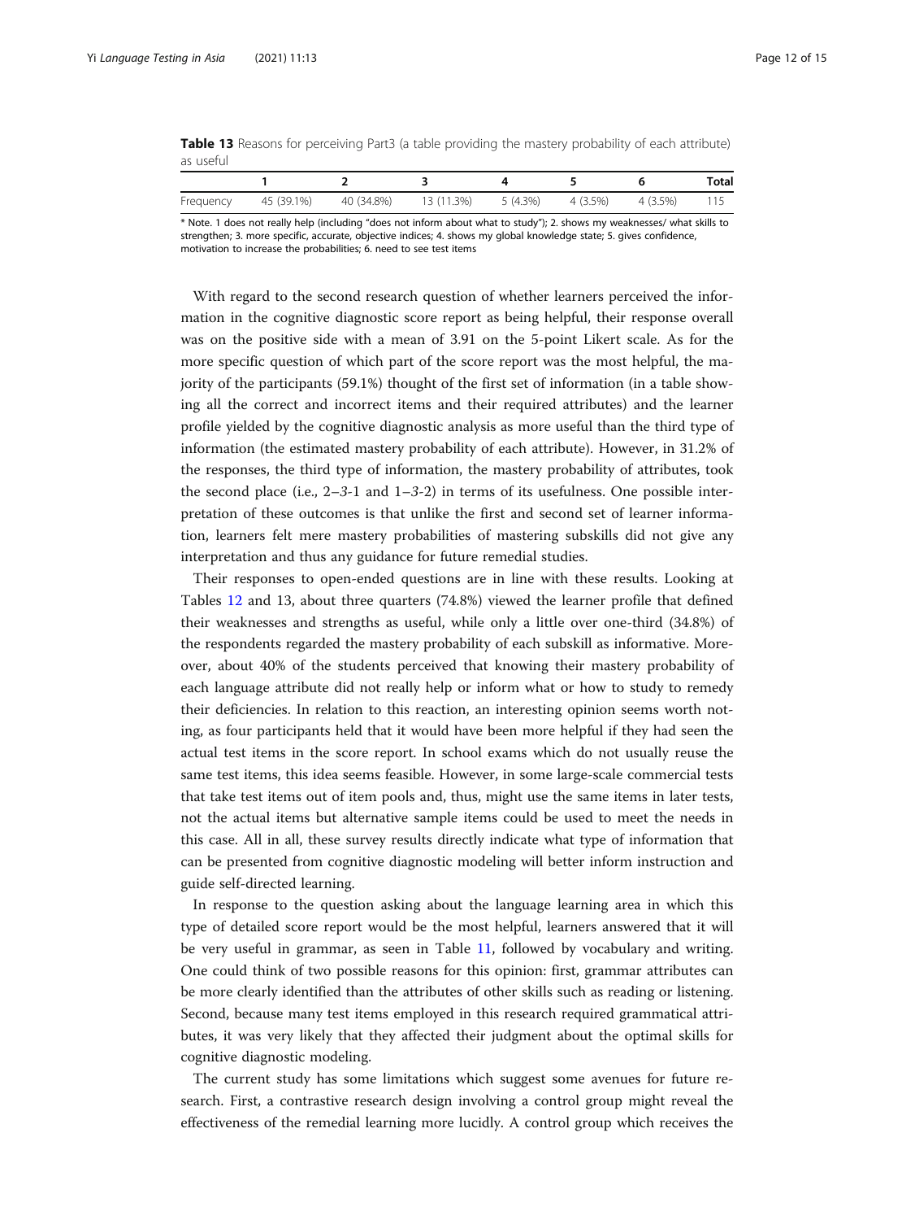**Table 13** Reasons for perceiving Part3 (a table providing the mastery probability of each attribute) as useful

| | 1 | 2 | 3 | 4 | 5 | 6 | Total |
|---|---|---|---|---|---|---|---|
| Frequency | 45 (39.1%) | 40 (34.8%) | 13 (11.3%) | 5 (4.3%) | 4 (3.5%) | 4 (3.5%) | 115 |

* Note. 1 does not really help (including "does not inform about what to study"); 2. shows my weaknesses/ what skills to strengthen; 3. more specific, accurate, objective indices; 4. shows my global knowledge state; 5. gives confidence, motivation to increase the probabilities; 6. need to see test items

With regard to the second research question of whether learners perceived the information in the cognitive diagnostic score report as being helpful, their response overall was on the positive side with a mean of 3.91 on the 5-point Likert scale. As for the more specific question of which part of the score report was the most helpful, the majority of the participants (59.1%) thought of the first set of information (in a table showing all the correct and incorrect items and their required attributes) and the learner profile yielded by the cognitive diagnostic analysis as more useful than the third type of information (the estimated mastery probability of each attribute). However, in 31.2% of the responses, the third type of information, the mastery probability of attributes, took the second place (i.e., 2–*3*-1 and 1–*3*-2) in terms of its usefulness. One possible interpretation of these outcomes is that unlike the first and second set of learner information, learners felt mere mastery probabilities of mastering subskills did not give any interpretation and thus any guidance for future remedial studies.

Their responses to open-ended questions are in line with these results. Looking at Tables 12 and 13, about three quarters (74.8%) viewed the learner profile that defined their weaknesses and strengths as useful, while only a little over one-third (34.8%) of the respondents regarded the mastery probability of each subskill as informative. Moreover, about 40% of the students perceived that knowing their mastery probability of each language attribute did not really help or inform what or how to study to remedy their deficiencies. In relation to this reaction, an interesting opinion seems worth noting, as four participants held that it would have been more helpful if they had seen the actual test items in the score report. In school exams which do not usually reuse the same test items, this idea seems feasible. However, in some large-scale commercial tests that take test items out of item pools and, thus, might use the same items in later tests, not the actual items but alternative sample items could be used to meet the needs in this case. All in all, these survey results directly indicate what type of information that can be presented from cognitive diagnostic modeling will better inform instruction and guide self-directed learning.

In response to the question asking about the language learning area in which this type of detailed score report would be the most helpful, learners answered that it will be very useful in grammar, as seen in Table 11, followed by vocabulary and writing. One could think of two possible reasons for this opinion: first, grammar attributes can be more clearly identified than the attributes of other skills such as reading or listening. Second, because many test items employed in this research required grammatical attributes, it was very likely that they affected their judgment about the optimal skills for cognitive diagnostic modeling.

The current study has some limitations which suggest some avenues for future research. First, a contrastive research design involving a control group might reveal the effectiveness of the remedial learning more lucidly. A control group which receives the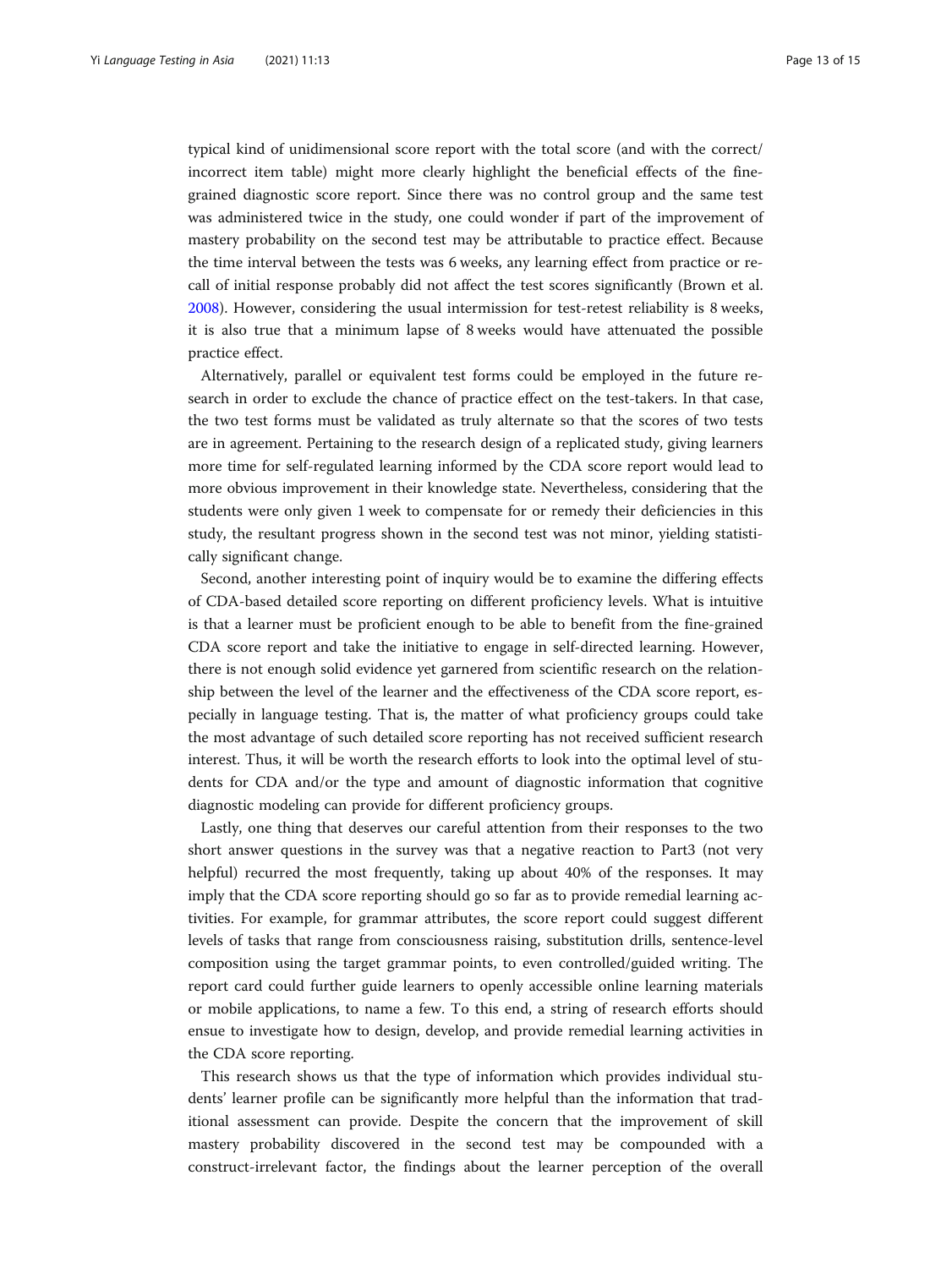typical kind of unidimensional score report with the total score (and with the correct/incorrect item table) might more clearly highlight the beneficial effects of the fine-grained diagnostic score report. Since there was no control group and the same test was administered twice in the study, one could wonder if part of the improvement of mastery probability on the second test may be attributable to practice effect. Because the time interval between the tests was 6 weeks, any learning effect from practice or recall of initial response probably did not affect the test scores significantly (Brown et al. 2008). However, considering the usual intermission for test-retest reliability is 8 weeks, it is also true that a minimum lapse of 8 weeks would have attenuated the possible practice effect.

Alternatively, parallel or equivalent test forms could be employed in the future research in order to exclude the chance of practice effect on the test-takers. In that case, the two test forms must be validated as truly alternate so that the scores of two tests are in agreement. Pertaining to the research design of a replicated study, giving learners more time for self-regulated learning informed by the CDA score report would lead to more obvious improvement in their knowledge state. Nevertheless, considering that the students were only given 1 week to compensate for or remedy their deficiencies in this study, the resultant progress shown in the second test was not minor, yielding statistically significant change.

Second, another interesting point of inquiry would be to examine the differing effects of CDA-based detailed score reporting on different proficiency levels. What is intuitive is that a learner must be proficient enough to be able to benefit from the fine-grained CDA score report and take the initiative to engage in self-directed learning. However, there is not enough solid evidence yet garnered from scientific research on the relationship between the level of the learner and the effectiveness of the CDA score report, especially in language testing. That is, the matter of what proficiency groups could take the most advantage of such detailed score reporting has not received sufficient research interest. Thus, it will be worth the research efforts to look into the optimal level of students for CDA and/or the type and amount of diagnostic information that cognitive diagnostic modeling can provide for different proficiency groups.

Lastly, one thing that deserves our careful attention from their responses to the two short answer questions in the survey was that a negative reaction to Part3 (not very helpful) recurred the most frequently, taking up about 40% of the responses. It may imply that the CDA score reporting should go so far as to provide remedial learning activities. For example, for grammar attributes, the score report could suggest different levels of tasks that range from consciousness raising, substitution drills, sentence-level composition using the target grammar points, to even controlled/guided writing. The report card could further guide learners to openly accessible online learning materials or mobile applications, to name a few. To this end, a string of research efforts should ensue to investigate how to design, develop, and provide remedial learning activities in the CDA score reporting.

This research shows us that the type of information which provides individual students' learner profile can be significantly more helpful than the information that traditional assessment can provide. Despite the concern that the improvement of skill mastery probability discovered in the second test may be compounded with a construct-irrelevant factor, the findings about the learner perception of the overall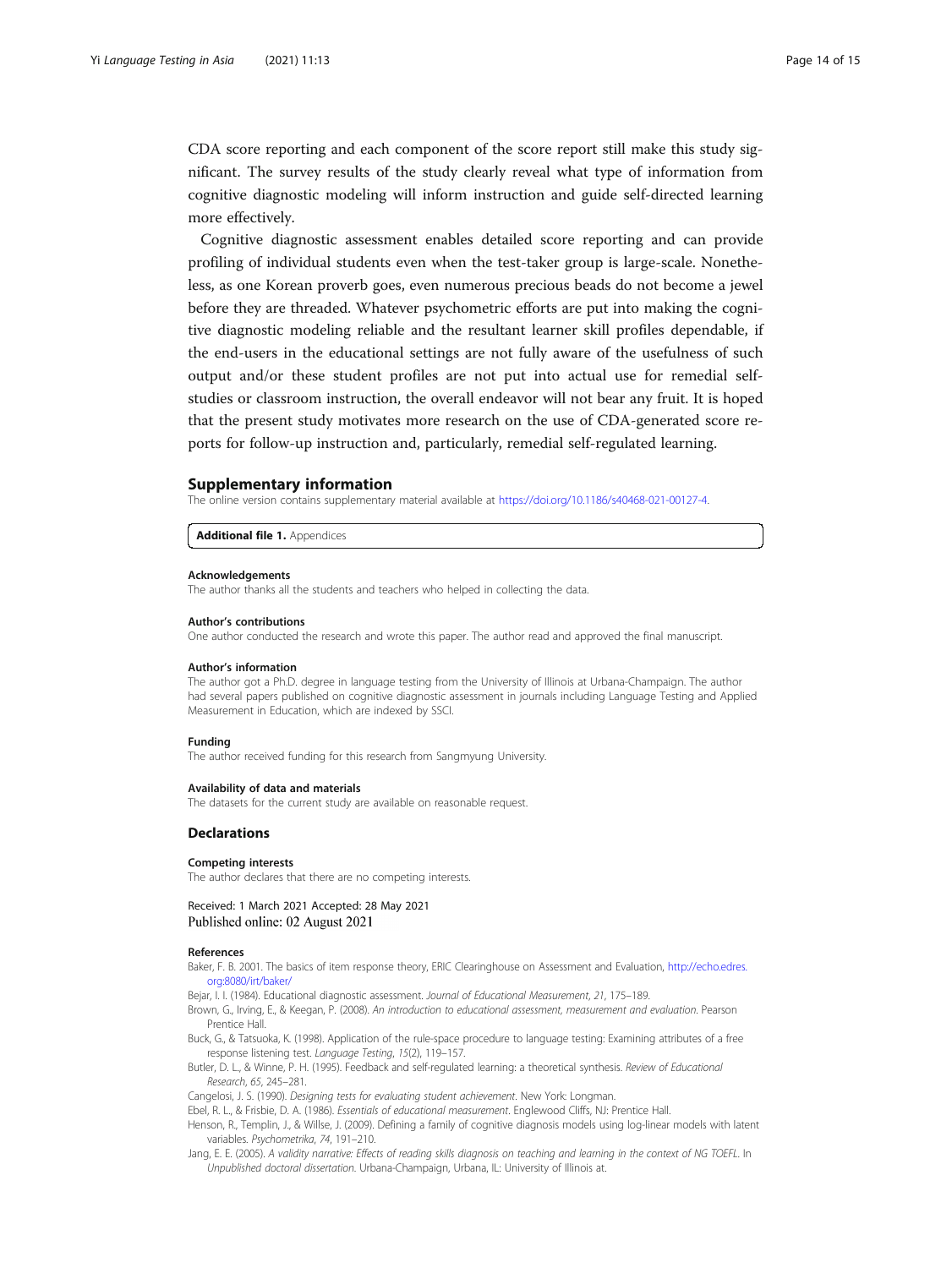CDA score reporting and each component of the score report still make this study significant. The survey results of the study clearly reveal what type of information from cognitive diagnostic modeling will inform instruction and guide self-directed learning more effectively.

Cognitive diagnostic assessment enables detailed score reporting and can provide profiling of individual students even when the test-taker group is large-scale. Nonetheless, as one Korean proverb goes, even numerous precious beads do not become a jewel before they are threaded. Whatever psychometric efforts are put into making the cognitive diagnostic modeling reliable and the resultant learner skill profiles dependable, if the end-users in the educational settings are not fully aware of the usefulness of such output and/or these student profiles are not put into actual use for remedial self-studies or classroom instruction, the overall endeavor will not bear any fruit. It is hoped that the present study motivates more research on the use of CDA-generated score reports for follow-up instruction and, particularly, remedial self-regulated learning.

## Supplementary information

The online version contains supplementary material available at https://doi.org/10.1186/s40468-021-00127-4.

**Additional file 1.** Appendices

#### Acknowledgements
The author thanks all the students and teachers who helped in collecting the data.

#### Author's contributions
One author conducted the research and wrote this paper. The author read and approved the final manuscript.

#### Author's information
The author got a Ph.D. degree in language testing from the University of Illinois at Urbana-Champaign. The author had several papers published on cognitive diagnostic assessment in journals including Language Testing and Applied Measurement in Education, which are indexed by SSCI.

#### Funding
The author received funding for this research from Sangmyung University.

#### Availability of data and materials
The datasets for the current study are available on reasonable request.

### Declarations

#### Competing interests
The author declares that there are no competing interests.

Received: 1 March 2021 Accepted: 28 May 2021
Published online: 02 August 2021

#### References

Baker, F. B. 2001. The basics of item response theory, ERIC Clearinghouse on Assessment and Evaluation, http://echo.edres.org:8080/irt/baker/

Bejar, I. I. (1984). Educational diagnostic assessment. *Journal of Educational Measurement*, *21*, 175–189.

Brown, G., Irving, E., & Keegan, P. (2008). *An introduction to educational assessment, measurement and evaluation*. Pearson Prentice Hall.

Buck, G., & Tatsuoka, K. (1998). Application of the rule-space procedure to language testing: Examining attributes of a free response listening test. *Language Testing*, *15*(2), 119–157.

Butler, D. L., & Winne, P. H. (1995). Feedback and self-regulated learning: a theoretical synthesis. *Review of Educational Research*, *65*, 245–281.

Cangelosi, J. S. (1990). *Designing tests for evaluating student achievement*. New York: Longman.

Ebel, R. L., & Frisbie, D. A. (1986). *Essentials of educational measurement*. Englewood Cliffs, NJ: Prentice Hall.

Henson, R., Templin, J., & Willse, J. (2009). Defining a family of cognitive diagnosis models using log-linear models with latent variables. *Psychometrika*, *74*, 191–210.

Jang, E. E. (2005). *A validity narrative: Effects of reading skills diagnosis on teaching and learning in the context of NG TOEFL*. In *Unpublished doctoral dissertation*. Urbana-Champaign, Urbana, IL: University of Illinois at.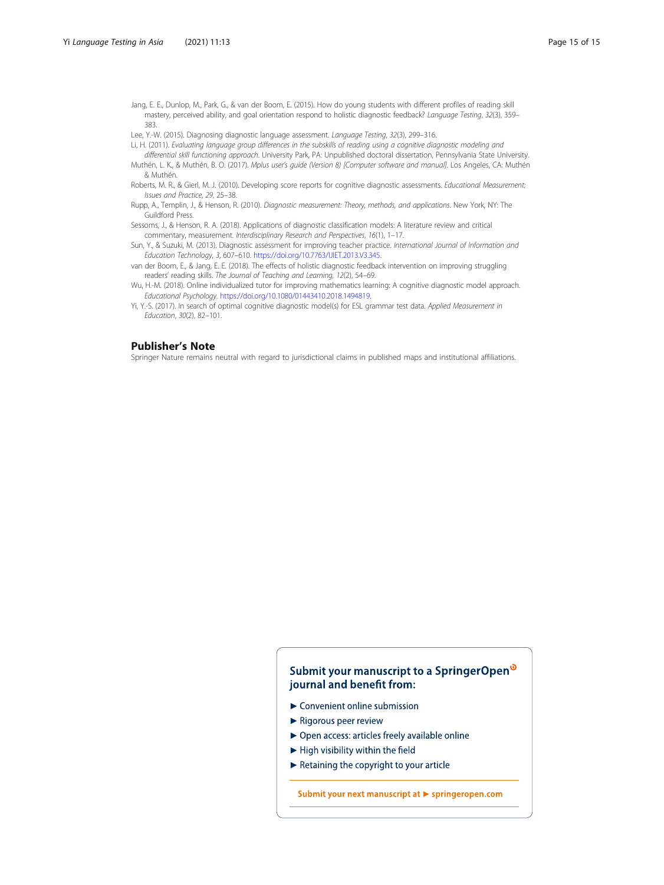Jang, E. E., Dunlop, M., Park, G., & van der Boom, E. (2015). How do young students with different profiles of reading skill mastery, perceived ability, and goal orientation respond to holistic diagnostic feedback? *Language Testing*, *32*(3), 359–383.

Lee, Y.-W. (2015). Diagnosing diagnostic language assessment. *Language Testing*, *32*(3), 299–316.

Li, H. (2011). *Evaluating language group differences in the subskills of reading using a cognitive diagnostic modeling and differential skill functioning approach*. University Park, PA: Unpublished doctoral dissertation, Pennsylvania State University.

Muthén, L. K., & Muthén, B. O. (2017). *Mplus user's guide (Version 8) [Computer software and manual]*. Los Angeles, CA: Muthén & Muthén.

Roberts, M. R., & Gierl, M. J. (2010). Developing score reports for cognitive diagnostic assessments. *Educational Measurement: Issues and Practice*, *29*, 25–38.

Rupp, A., Templin, J., & Henson, R. (2010). *Diagnostic measurement: Theory, methods, and applications*. New York, NY: The Guildford Press.

Sessoms, J., & Henson, R. A. (2018). Applications of diagnostic classification models: A literature review and critical commentary, measurement. *Interdisciplinary Research and Perspectives*, *16*(1), 1–17.

Sun, Y., & Suzuki, M. (2013). Diagnostic assessment for improving teacher practice. *International Journal of Information and Education Technology*, *3*, 607–610. https://doi.org/10.7763/IJIET.2013.V3.345.

van der Boom, E., & Jang, E. E. (2018). The effects of holistic diagnostic feedback intervention on improving struggling readers' reading skills. *The Journal of Teaching and Learning*, *12*(2), 54–69.

Wu, H.-M. (2018). Online individualized tutor for improving mathematics learning: A cognitive diagnostic model approach. *Educational Psychology*. https://doi.org/10.1080/01443410.2018.1494819.

Yi, Y.-S. (2017). In search of optimal cognitive diagnostic model(s) for ESL grammar test data. *Applied Measurement in Education*, *30*(2), 82–101.

## Publisher's Note

Springer Nature remains neutral with regard to jurisdictional claims in published maps and institutional affiliations.

**Submit your manuscript to a SpringerOpen journal and benefit from:**

- ► Convenient online submission
- ► Rigorous peer review
- ► Open access: articles freely available online
- ► High visibility within the field
- ► Retaining the copyright to your article

**Submit your next manuscript at ► springeropen.com**